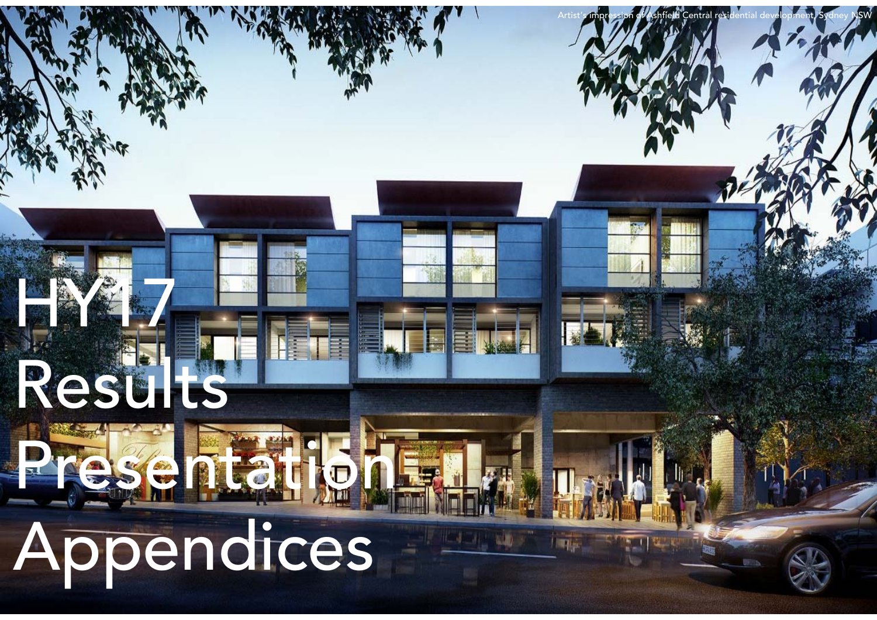Artist's impression of Ashfield Central residential development, Sydney NSW

# HY17 Results Presentation Appendices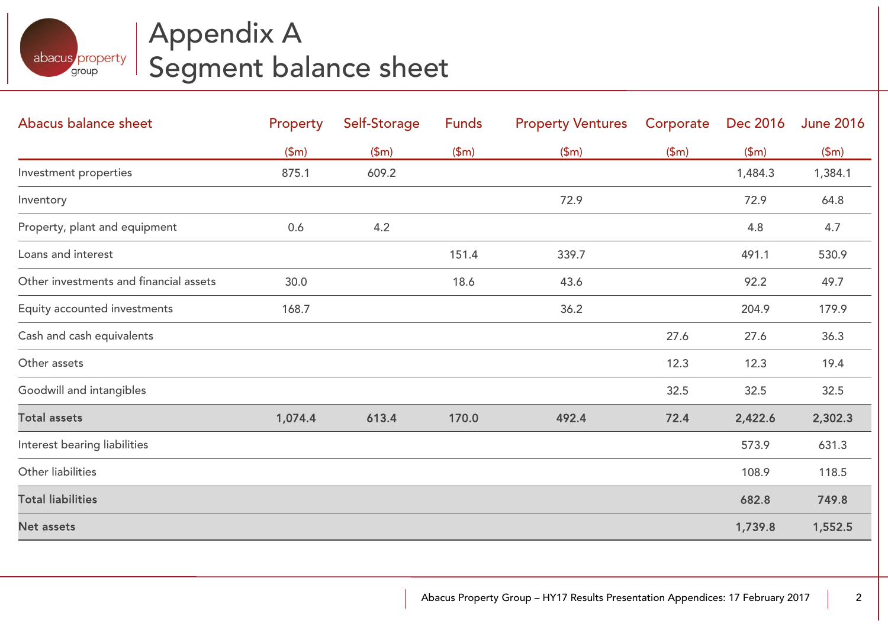# Appendix A
# Segment balance sheet

| Abacus balance sheet | Property | Self-Storage | Funds | Property Ventures | Corporate | Dec 2016 | June 2016 |
|---|---|---|---|---|---|---|---|
| | ($m) | ($m) | ($m) | ($m) | ($m) | ($m) | ($m) |
| Investment properties | 875.1 | 609.2 | | | | 1,484.3 | 1,384.1 |
| Inventory | | | | 72.9 | | 72.9 | 64.8 |
| Property, plant and equipment | 0.6 | 4.2 | | | | 4.8 | 4.7 |
| Loans and interest | | | 151.4 | 339.7 | | 491.1 | 530.9 |
| Other investments and financial assets | 30.0 | | 18.6 | 43.6 | | 92.2 | 49.7 |
| Equity accounted investments | 168.7 | | | 36.2 | | 204.9 | 179.9 |
| Cash and cash equivalents | | | | | 27.6 | 27.6 | 36.3 |
| Other assets | | | | | 12.3 | 12.3 | 19.4 |
| Goodwill and intangibles | | | | | 32.5 | 32.5 | 32.5 |
| **Total assets** | **1,074.4** | **613.4** | **170.0** | **492.4** | **72.4** | **2,422.6** | **2,302.3** |
| Interest bearing liabilities | | | | | | 573.9 | 631.3 |
| Other liabilities | | | | | | 108.9 | 118.5 |
| **Total liabilities** | | | | | | **682.8** | **749.8** |
| **Net assets** | | | | | | **1,739.8** | **1,552.5** |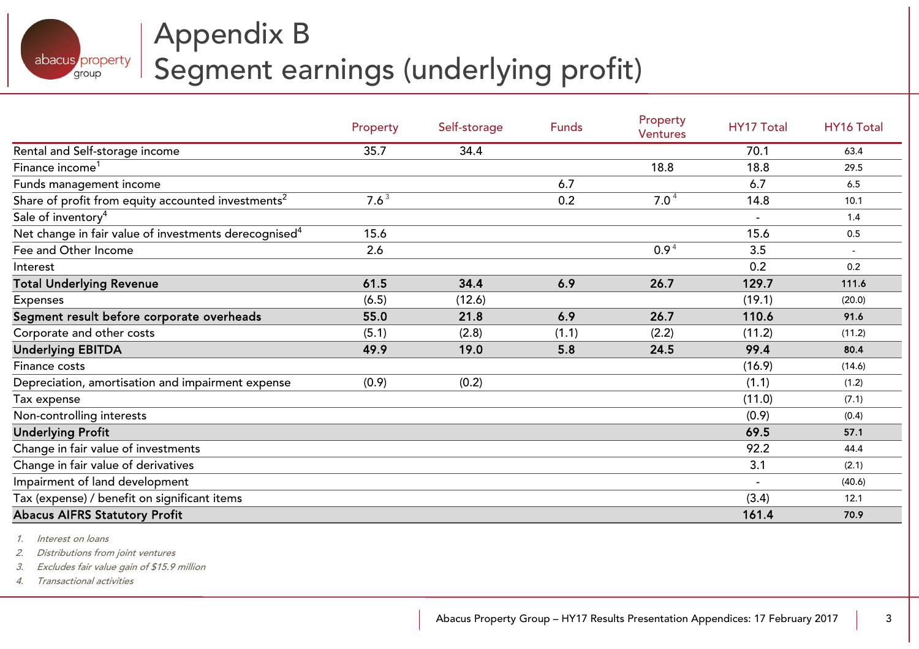# Appendix B
# Segment earnings (underlying profit)

| | Property | Self-storage | Funds | Property Ventures | HY17 Total | HY16 Total |
|---|---|---|---|---|---|---|
| Rental and Self-storage income | 35.7 | 34.4 | | | 70.1 | 63.4 |
| Finance income[1] | | | | 18.8 | 18.8 | 29.5 |
| Funds management income | | | 6.7 | | 6.7 | 6.5 |
| Share of profit from equity accounted investments[2] | 7.6[3] | | 0.2 | 7.0[4] | 14.8 | 10.1 |
| Sale of inventory[4] | | | | | - | 1.4 |
| Net change in fair value of investments derecognised[4] | 15.6 | | | | 15.6 | 0.5 |
| Fee and Other Income | 2.6 | | | 0.9[4] | 3.5 | - |
| Interest | | | | | 0.2 | 0.2 |
| **Total Underlying Revenue** | **61.5** | **34.4** | **6.9** | **26.7** | **129.7** | **111.6** |
| Expenses | (6.5) | (12.6) | | | (19.1) | (20.0) |
| **Segment result before corporate overheads** | **55.0** | **21.8** | **6.9** | **26.7** | **110.6** | **91.6** |
| Corporate and other costs | (5.1) | (2.8) | (1.1) | (2.2) | (11.2) | (11.2) |
| **Underlying EBITDA** | **49.9** | **19.0** | **5.8** | **24.5** | **99.4** | **80.4** |
| Finance costs | | | | | (16.9) | (14.6) |
| Depreciation, amortisation and impairment expense | (0.9) | (0.2) | | | (1.1) | (1.2) |
| Tax expense | | | | | (11.0) | (7.1) |
| Non-controlling interests | | | | | (0.9) | (0.4) |
| **Underlying Profit** | | | | | **69.5** | **57.1** |
| Change in fair value of investments | | | | | 92.2 | 44.4 |
| Change in fair value of derivatives | | | | | 3.1 | (2.1) |
| Impairment of land development | | | | | - | (40.6) |
| Tax (expense) / benefit on significant items | | | | | (3.4) | 12.1 |
| **Abacus AIFRS Statutory Profit** | | | | | **161.4** | **70.9** |

1. *Interest on loans*
2. *Distributions from joint ventures*
3. *Excludes fair value gain of $15.9 million*
4. *Transactional activities*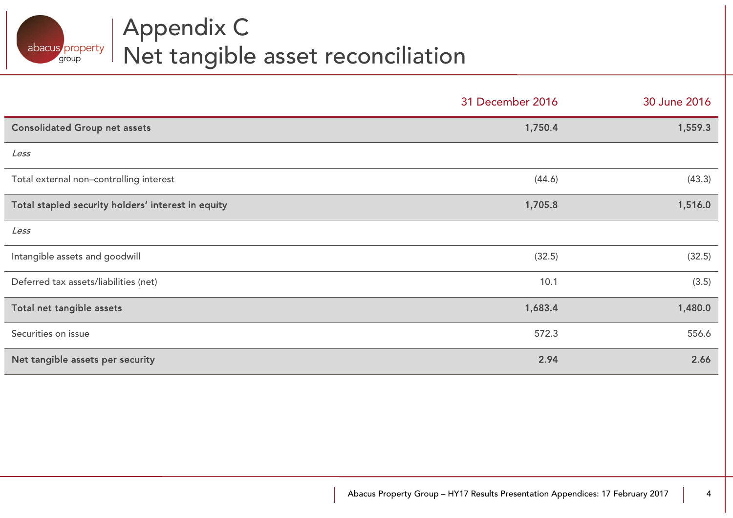# Appendix C
# Net tangible asset reconciliation

| | 31 December 2016 | 30 June 2016 |
|---|---|---|
| **Consolidated Group net assets** | **1,750.4** | **1,559.3** |
| *Less* | | |
| Total external non–controlling interest | (44.6) | (43.3) |
| **Total stapled security holders' interest in equity** | **1,705.8** | **1,516.0** |
| *Less* | | |
| Intangible assets and goodwill | (32.5) | (32.5) |
| Deferred tax assets/liabilities (net) | 10.1 | (3.5) |
| **Total net tangible assets** | **1,683.4** | **1,480.0** |
| Securities on issue | 572.3 | 556.6 |
| **Net tangible assets per security** | **2.94** | **2.66** |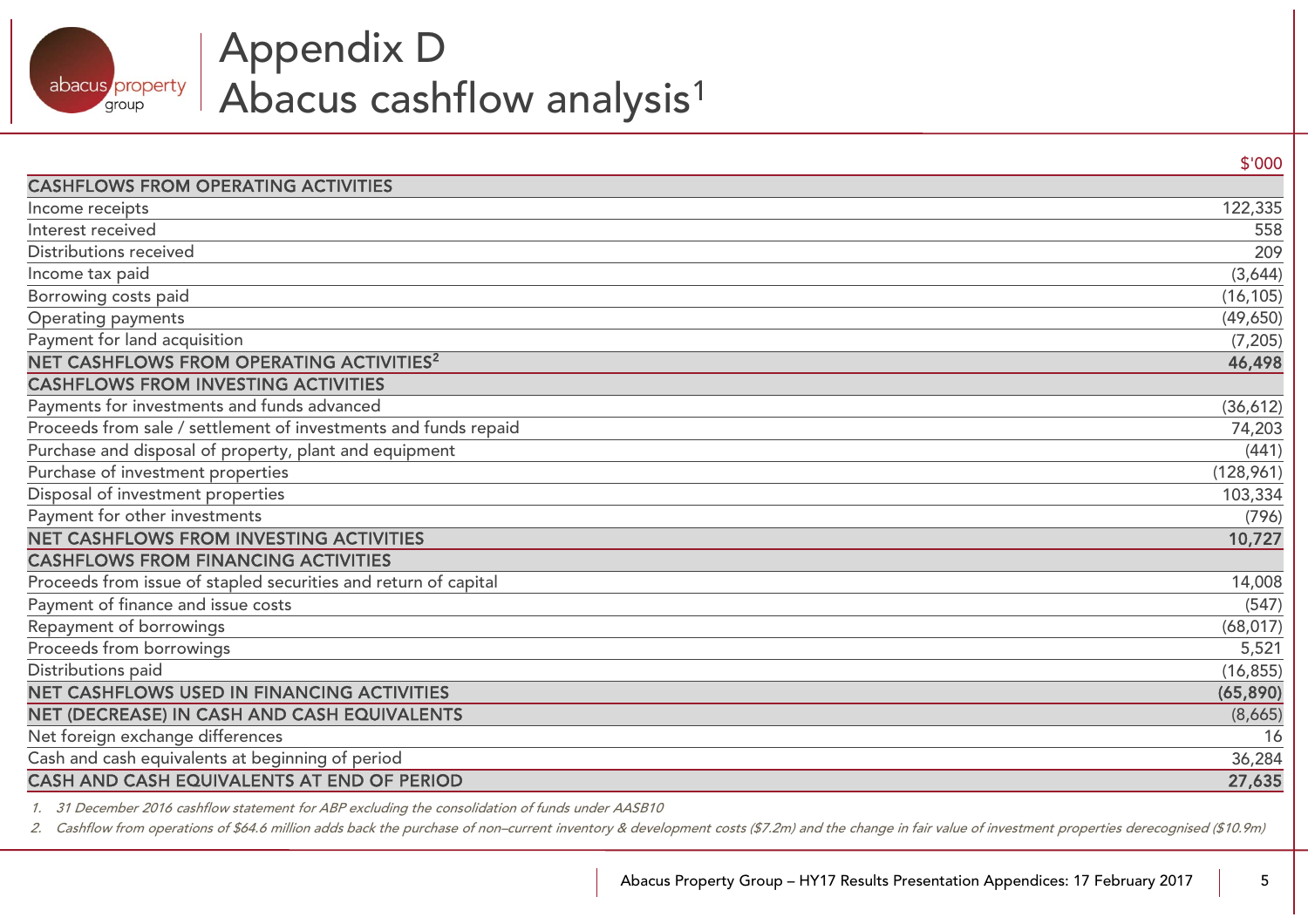# Appendix D
# Abacus cashflow analysis[1]

| | $'000 |
|---|---|
| **CASHFLOWS FROM OPERATING ACTIVITIES** | |
| Income receipts | 122,335 |
| Interest received | 558 |
| Distributions received | 209 |
| Income tax paid | (3,644) |
| Borrowing costs paid | (16,105) |
| Operating payments | (49,650) |
| Payment for land acquisition | (7,205) |
| **NET CASHFLOWS FROM OPERATING ACTIVITIES[2]** | **46,498** |
| **CASHFLOWS FROM INVESTING ACTIVITIES** | |
| Payments for investments and funds advanced | (36,612) |
| Proceeds from sale / settlement of investments and funds repaid | 74,203 |
| Purchase and disposal of property, plant and equipment | (441) |
| Purchase of investment properties | (128,961) |
| Disposal of investment properties | 103,334 |
| Payment for other investments | (796) |
| **NET CASHFLOWS FROM INVESTING ACTIVITIES** | **10,727** |
| **CASHFLOWS FROM FINANCING ACTIVITIES** | |
| Proceeds from issue of stapled securities and return of capital | 14,008 |
| Payment of finance and issue costs | (547) |
| Repayment of borrowings | (68,017) |
| Proceeds from borrowings | 5,521 |
| Distributions paid | (16,855) |
| **NET CASHFLOWS USED IN FINANCING ACTIVITIES** | **(65,890)** |
| **NET (DECREASE) IN CASH AND CASH EQUIVALENTS** | (8,665) |
| Net foreign exchange differences | 16 |
| Cash and cash equivalents at beginning of period | 36,284 |
| **CASH AND CASH EQUIVALENTS AT END OF PERIOD** | **27,635** |

1. *31 December 2016 cashflow statement for ABP excluding the consolidation of funds under AASB10*
2. *Cashflow from operations of $64.6 million adds back the purchase of non–current inventory & development costs ($7.2m) and the change in fair value of investment properties derecognised ($10.9m)*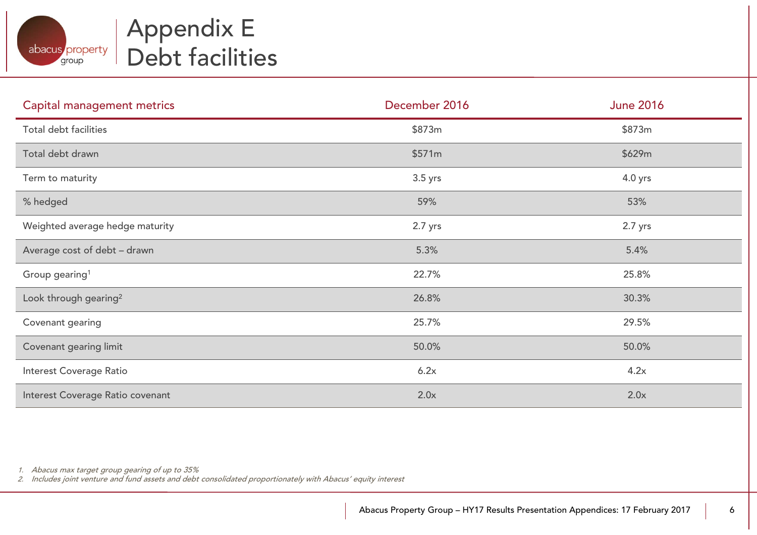# Appendix E
# Debt facilities

| Capital management metrics | December 2016 | June 2016 |
|---|---|---|
| Total debt facilities | $873m | $873m |
| Total debt drawn | $571m | $629m |
| Term to maturity | 3.5 yrs | 4.0 yrs |
| % hedged | 59% | 53% |
| Weighted average hedge maturity | 2.7 yrs | 2.7 yrs |
| Average cost of debt – drawn | 5.3% | 5.4% |
| Group gearing[1] | 22.7% | 25.8% |
| Look through gearing[2] | 26.8% | 30.3% |
| Covenant gearing | 25.7% | 29.5% |
| Covenant gearing limit | 50.0% | 50.0% |
| Interest Coverage Ratio | 6.2x | 4.2x |
| Interest Coverage Ratio covenant | 2.0x | 2.0x |

1. *Abacus max target group gearing of up to 35%*
2. *Includes joint venture and fund assets and debt consolidated proportionately with Abacus' equity interest*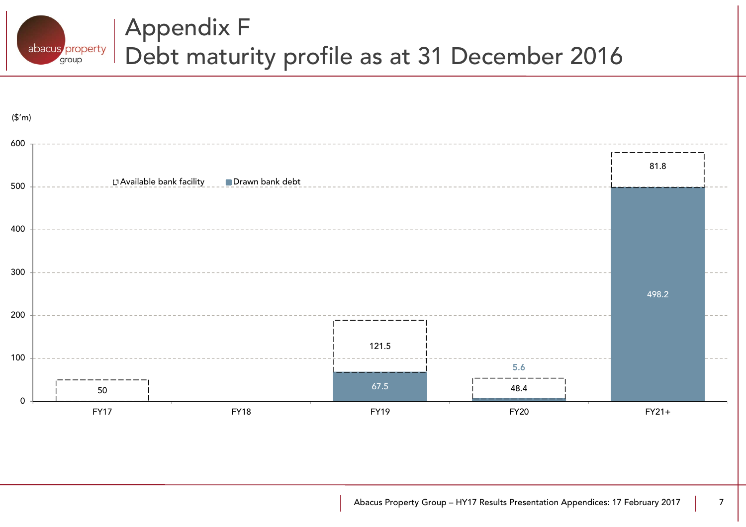# Appendix F
## Debt maturity profile as at 31 December 2016

($'m)

| | Available bank facility | Drawn bank debt |
|---|---|---|
| FY17 | 50 | |
| FY18 | | |
| FY19 | 121.5 | 67.5 |
| FY20 | 48.4 | 5.6 |
| FY21+ | 81.8 | 498.2 |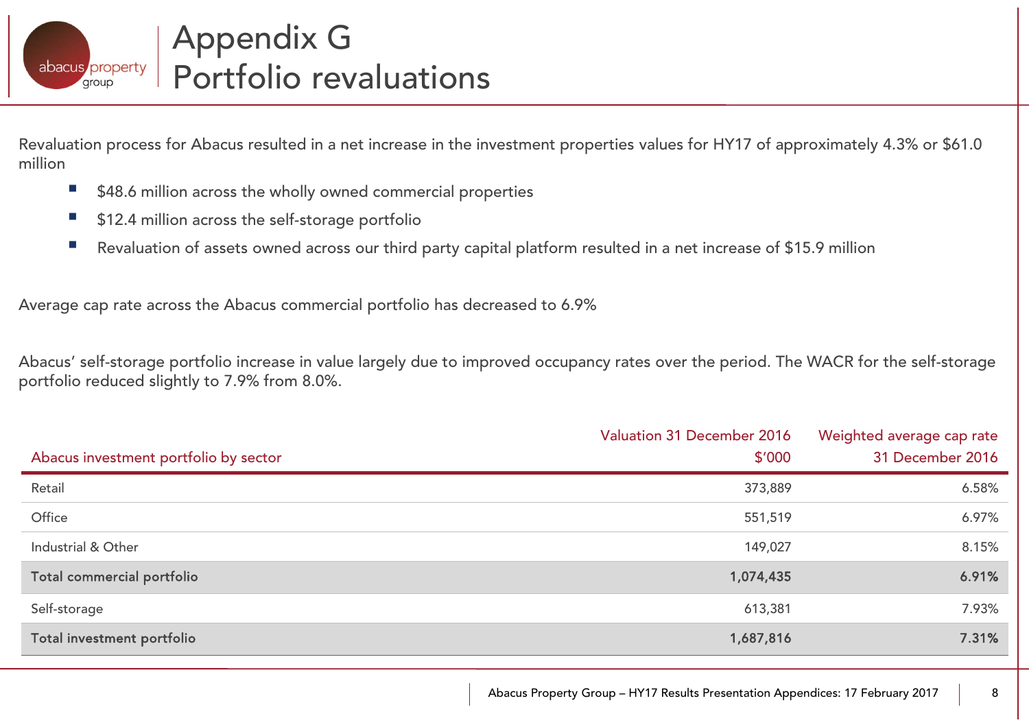# Appendix G
# Portfolio revaluations

Revaluation process for Abacus resulted in a net increase in the investment properties values for HY17 of approximately 4.3% or $61.0 million

- $48.6 million across the wholly owned commercial properties
- $12.4 million across the self-storage portfolio
- Revaluation of assets owned across our third party capital platform resulted in a net increase of $15.9 million

Average cap rate across the Abacus commercial portfolio has decreased to 6.9%

Abacus' self-storage portfolio increase in value largely due to improved occupancy rates over the period. The WACR for the self-storage portfolio reduced slightly to 7.9% from 8.0%.

| Abacus investment portfolio by sector | Valuation 31 December 2016 $'000 | Weighted average cap rate 31 December 2016 |
|---|---|---|
| Retail | 373,889 | 6.58% |
| Office | 551,519 | 6.97% |
| Industrial & Other | 149,027 | 8.15% |
| **Total commercial portfolio** | **1,074,435** | **6.91%** |
| Self-storage | 613,381 | 7.93% |
| **Total investment portfolio** | **1,687,816** | **7.31%** |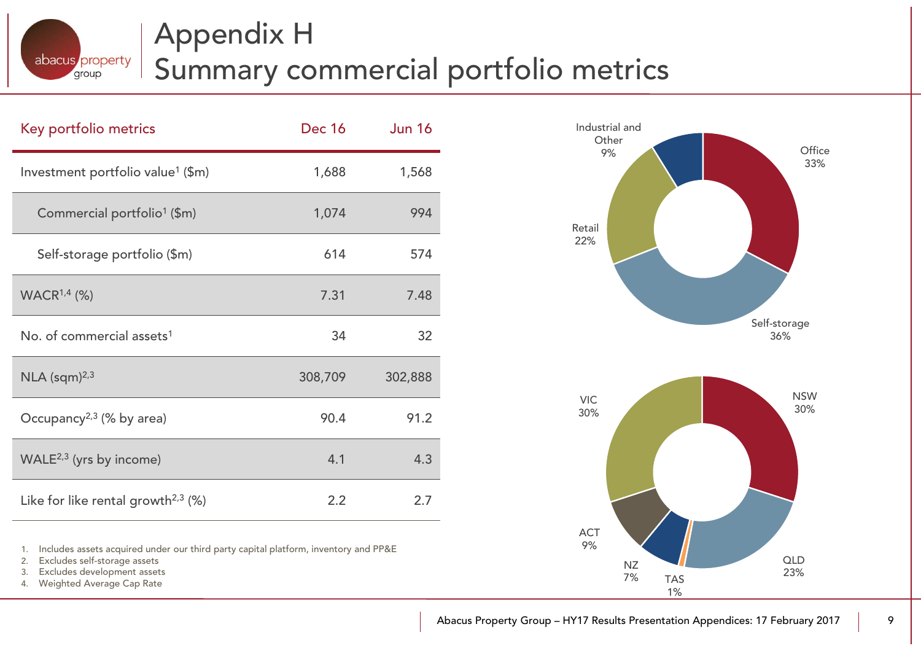# Appendix H
## Summary commercial portfolio metrics

| Key portfolio metrics | Dec 16 | Jun 16 |
|---|---|---|
| Investment portfolio value[1] ($m) | 1,688 | 1,568 |
| Commercial portfolio[1] ($m) | 1,074 | 994 |
| Self-storage portfolio ($m) | 614 | 574 |
| WACR[1,4] (%) | 7.31 | 7.48 |
| No. of commercial assets[1] | 34 | 32 |
| NLA (sqm)[2,3] | 308,709 | 302,888 |
| Occupancy[2,3] (% by area) | 90.4 | 91.2 |
| WALE[2,3] (yrs by income) | 4.1 | 4.3 |
| Like for like rental growth[2,3] (%) | 2.2 | 2.7 |

1. Includes assets acquired under our third party capital platform, inventory and PP&E
2. Excludes self-storage assets
3. Excludes development assets
4. Weighted Average Cap Rate

Office 33%
Self-storage 36%
Retail 22%
Industrial and Other 9%

NSW 30%
QLD 23%
TAS 1%
NZ 7%
ACT 9%
VIC 30%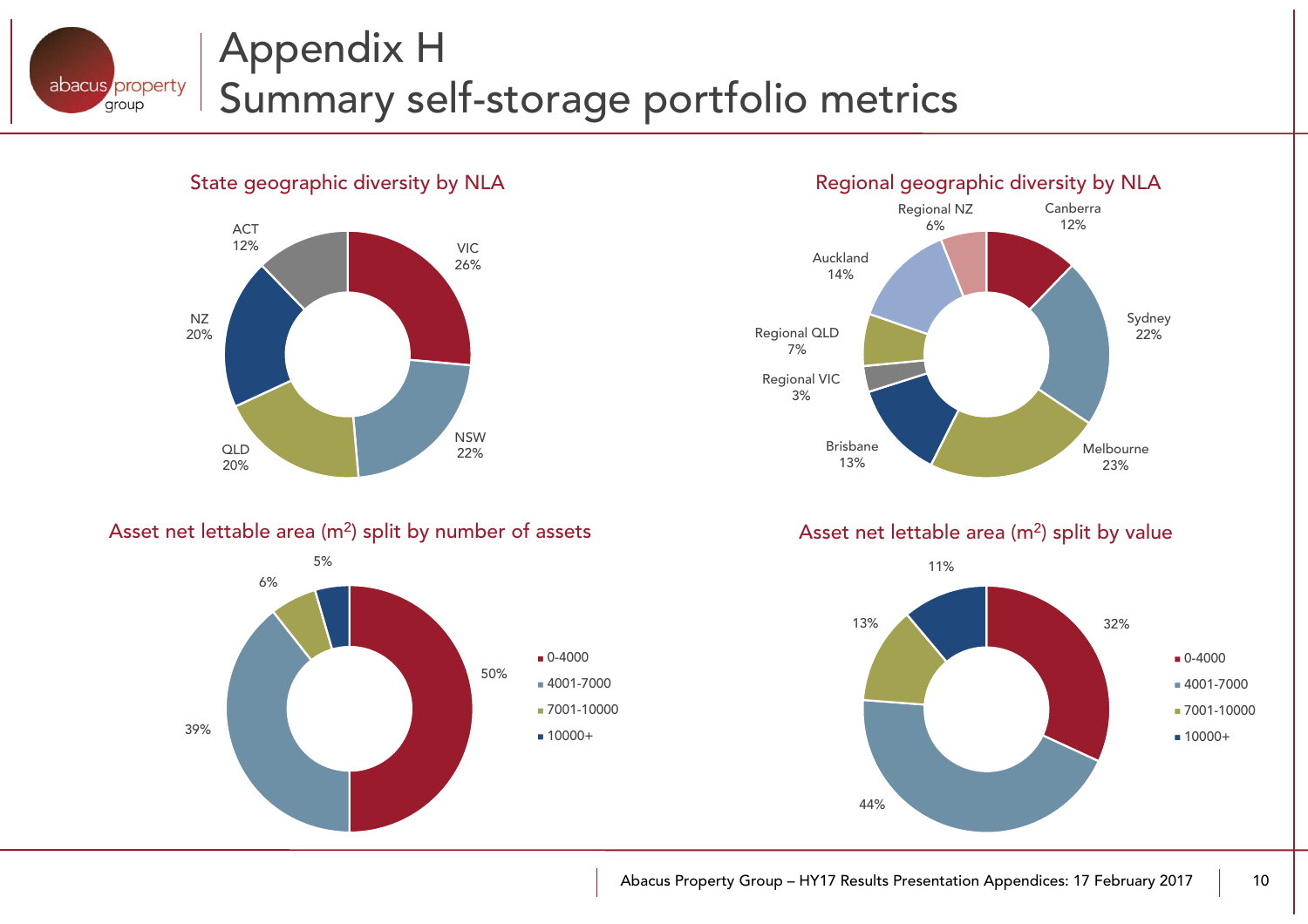# Appendix H
# Summary self-storage portfolio metrics

## State geographic diversity by NLA

| State | % |
|---|---|
| VIC | 26% |
| NSW | 22% |
| QLD | 20% |
| NZ | 20% |
| ACT | 12% |

## Regional geographic diversity by NLA

| Region | % |
|---|---|
| Canberra | 12% |
| Sydney | 22% |
| Melbourne | 23% |
| Brisbane | 13% |
| Regional VIC | 3% |
| Regional QLD | 7% |
| Auckland | 14% |
| Regional NZ | 6% |

## Asset net lettable area ($m^2$) split by number of assets

| NLA ($m^2$) | % |
|---|---|
| 0-4000 | 50% |
| 4001-7000 | 39% |
| 7001-10000 | 6% |
| 10000+ | 5% |

## Asset net lettable area ($m^2$) split by value

| NLA ($m^2$) | % |
|---|---|
| 0-4000 | 32% |
| 4001-7000 | 44% |
| 7001-10000 | 13% |
| 10000+ | 11% |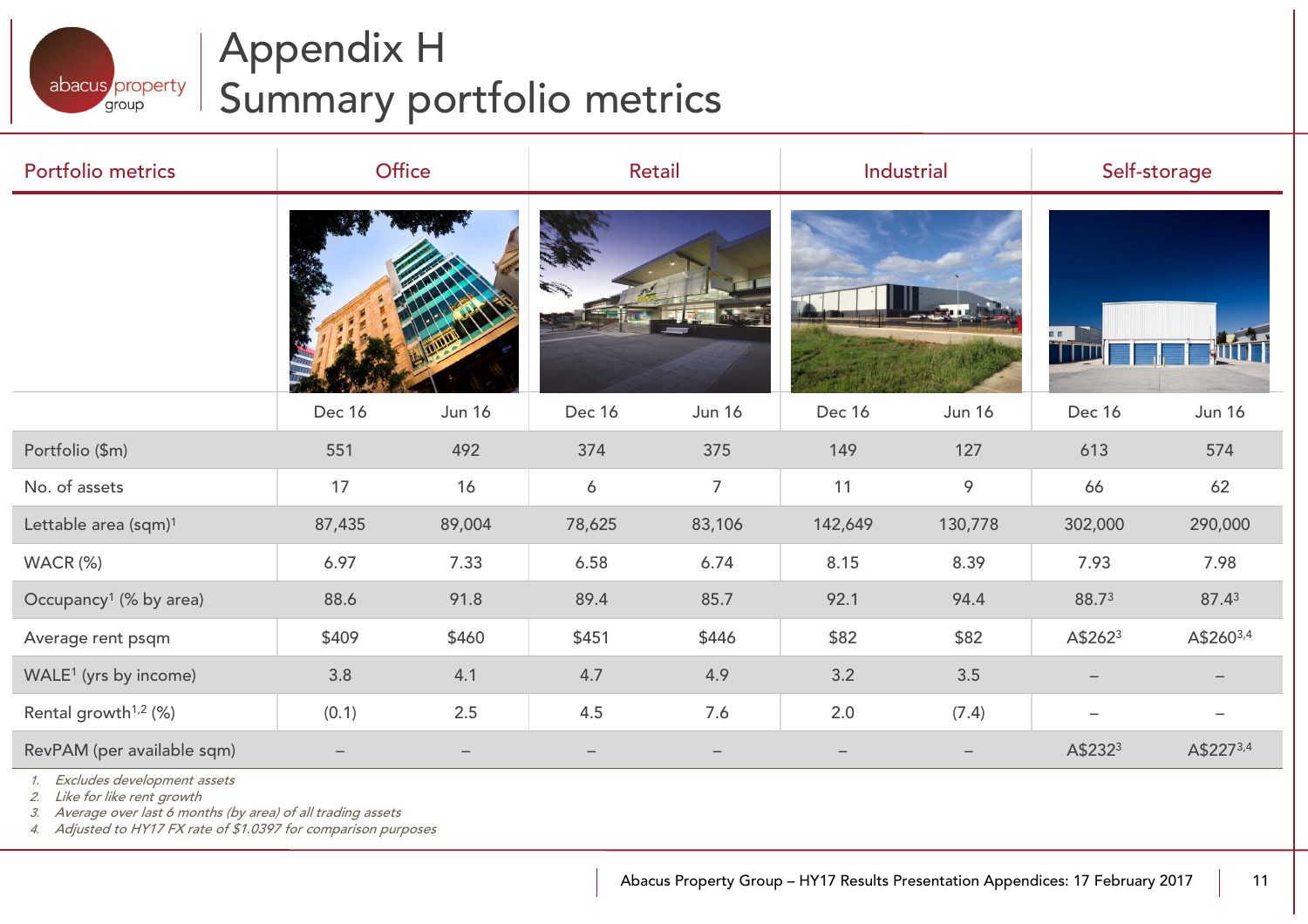# Appendix H
## Summary portfolio metrics

| Portfolio metrics | Office | | Retail | | Industrial | | Self-storage | |
|---|---|---|---|---|---|---|---|---|
| | Dec 16 | Jun 16 | Dec 16 | Jun 16 | Dec 16 | Jun 16 | Dec 16 | Jun 16 |
| Portfolio ($m) | 551 | 492 | 374 | 375 | 149 | 127 | 613 | 574 |
| No. of assets | 17 | 16 | 6 | 7 | 11 | 9 | 66 | 62 |
| Lettable area (sqm)[1] | 87,435 | 89,004 | 78,625 | 83,106 | 142,649 | 130,778 | 302,000 | 290,000 |
| WACR (%) | 6.97 | 7.33 | 6.58 | 6.74 | 8.15 | 8.39 | 7.93 | 7.98 |
| Occupancy[1] (% by area) | 88.6 | 91.8 | 89.4 | 85.7 | 92.1 | 94.4 | 88.7[3] | 87.4[3] |
| Average rent psqm | $409 | $460 | $451 | $446 | $82 | $82 | A$262[3] | A$260[3,4] |
| WALE[1] (yrs by income) | 3.8 | 4.1 | 4.7 | 4.9 | 3.2 | 3.5 | – | – |
| Rental growth[1,2] (%) | (0.1) | 2.5 | 4.5 | 7.6 | 2.0 | (7.4) | – | – |
| RevPAM (per available sqm) | – | – | – | – | – | – | A$232[3] | A$227[3,4] |

1. *Excludes development assets*
2. *Like for like rent growth*
3. *Average over last 6 months (by area) of all trading assets*
4. *Adjusted to HY17 FX rate of $1.0397 for comparison purposes*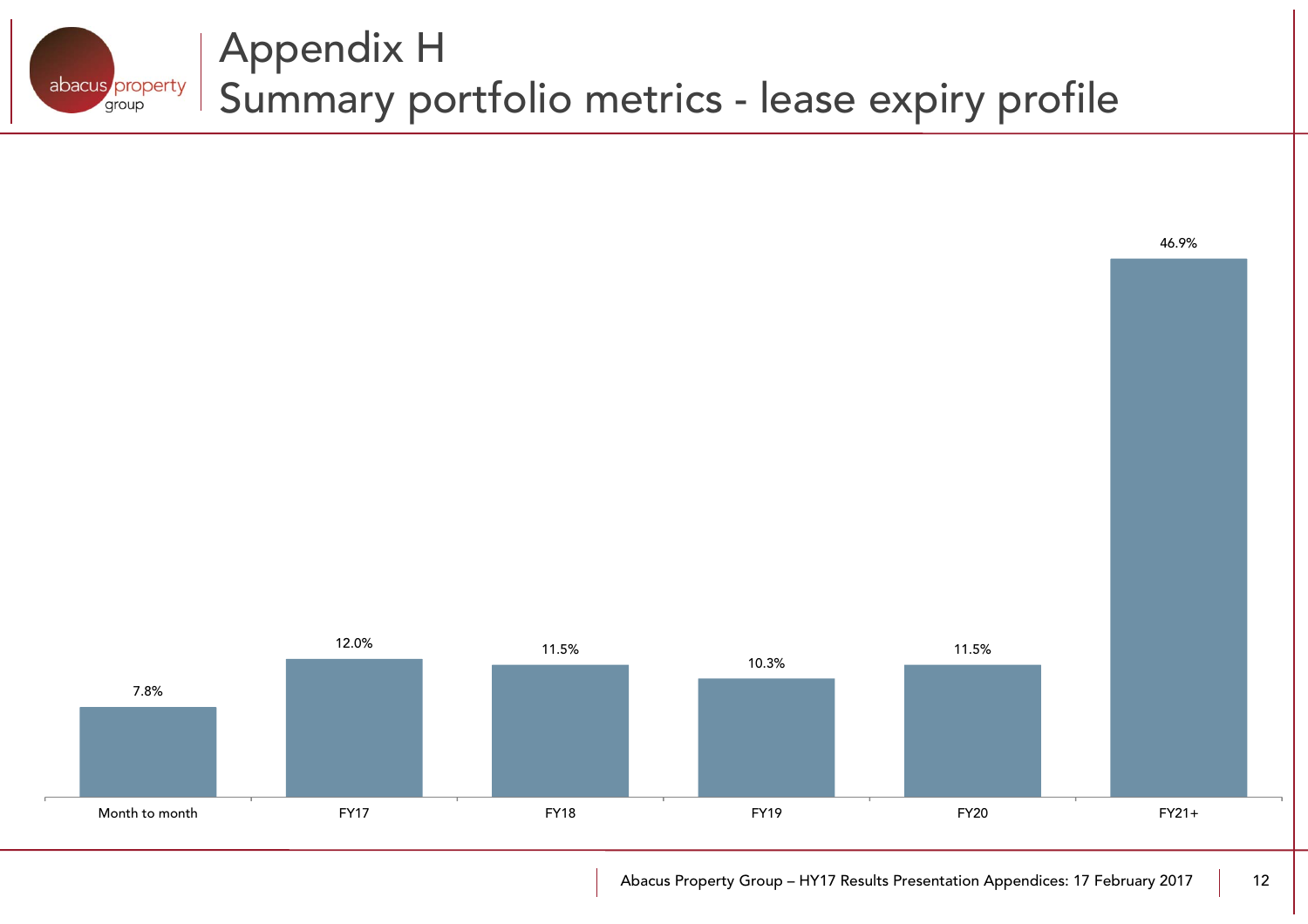# Appendix H
## Summary portfolio metrics - lease expiry profile

| Month to month | FY17 | FY18 | FY19 | FY20 | FY21+ |
|---|---|---|---|---|---|
| 7.8% | 12.0% | 11.5% | 10.3% | 11.5% | 46.9% |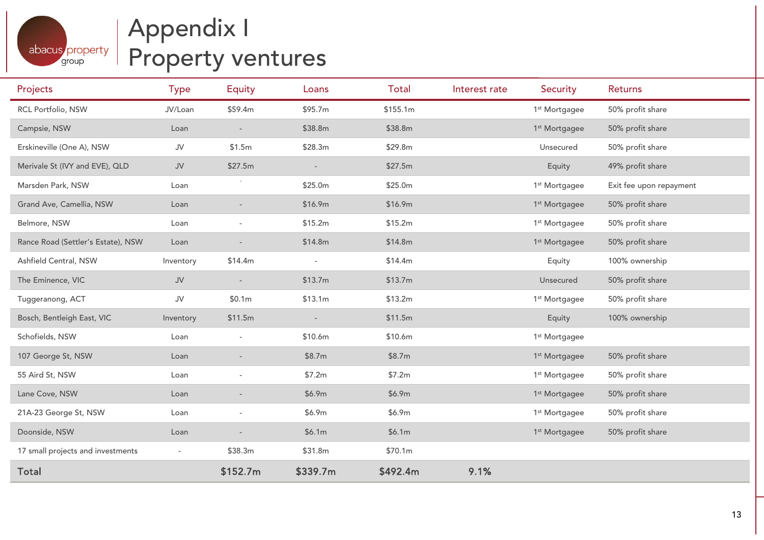# Appendix I
# Property ventures

| Projects | Type | Equity | Loans | Total | Interest rate | Security | Returns |
|---|---|---|---|---|---|---|---|
| RCL Portfolio, NSW | JV/Loan | $59.4m | $95.7m | $155.1m | | 1st Mortgagee | 50% profit share |
| Campsie, NSW | Loan | - | $38.8m | $38.8m | | 1st Mortgagee | 50% profit share |
| Erskineville (One A), NSW | JV | $1.5m | $28.3m | $29.8m | | Unsecured | 50% profit share |
| Merivale St (IVY and EVE), QLD | JV | $27.5m | - | $27.5m | | Equity | 49% profit share |
| Marsden Park, NSW | Loan | - | $25.0m | $25.0m | | 1st Mortgagee | Exit fee upon repayment |
| Grand Ave, Camellia, NSW | Loan | - | $16.9m | $16.9m | | 1st Mortgagee | 50% profit share |
| Belmore, NSW | Loan | - | $15.2m | $15.2m | | 1st Mortgagee | 50% profit share |
| Rance Road (Settler's Estate), NSW | Loan | - | $14.8m | $14.8m | | 1st Mortgagee | 50% profit share |
| Ashfield Central, NSW | Inventory | $14.4m | - | $14.4m | | Equity | 100% ownership |
| The Eminence, VIC | JV | - | $13.7m | $13.7m | | Unsecured | 50% profit share |
| Tuggeranong, ACT | JV | $0.1m | $13.1m | $13.2m | | 1st Mortgagee | 50% profit share |
| Bosch, Bentleigh East, VIC | Inventory | $11.5m | - | $11.5m | | Equity | 100% ownership |
| Schofields, NSW | Loan | - | $10.6m | $10.6m | | 1st Mortgagee | |
| 107 George St, NSW | Loan | - | $8.7m | $8.7m | | 1st Mortgagee | 50% profit share |
| 55 Aird St, NSW | Loan | - | $7.2m | $7.2m | | 1st Mortgagee | 50% profit share |
| Lane Cove, NSW | Loan | - | $6.9m | $6.9m | | 1st Mortgagee | 50% profit share |
| 21A-23 George St, NSW | Loan | - | $6.9m | $6.9m | | 1st Mortgagee | 50% profit share |
| Doonside, NSW | Loan | - | $6.1m | $6.1m | | 1st Mortgagee | 50% profit share |
| 17 small projects and investments | - | $38.3m | $31.8m | $70.1m | | | |
| **Total** | | **$152.7m** | **$339.7m** | **$492.4m** | **9.1%** | | |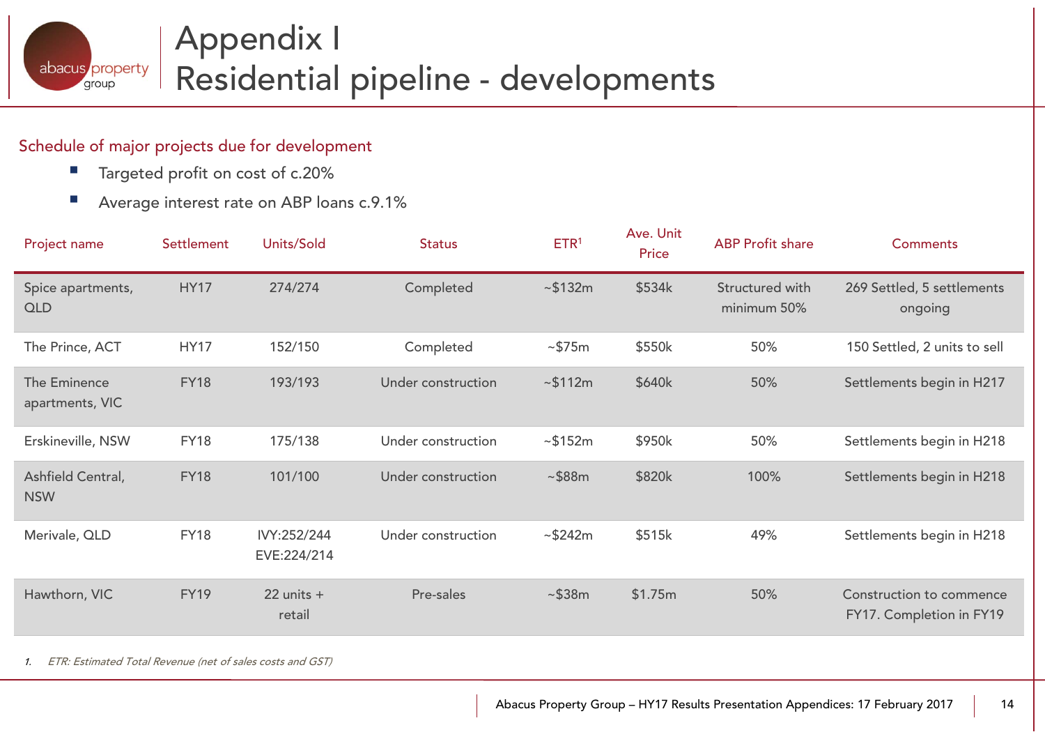# Appendix I
# Residential pipeline - developments

## Schedule of major projects due for development

- Targeted profit on cost of c.20%
- Average interest rate on ABP loans c.9.1%

| Project name | Settlement | Units/Sold | Status | ETR[1] | Ave. Unit Price | ABP Profit share | Comments |
|---|---|---|---|---|---|---|---|
| Spice apartments, QLD | HY17 | 274/274 | Completed | ~$132m | $534k | Structured with minimum 50% | 269 Settled, 5 settlements ongoing |
| The Prince, ACT | HY17 | 152/150 | Completed | ~$75m | $550k | 50% | 150 Settled, 2 units to sell |
| The Eminence apartments, VIC | FY18 | 193/193 | Under construction | ~$112m | $640k | 50% | Settlements begin in H217 |
| Erskineville, NSW | FY18 | 175/138 | Under construction | ~$152m | $950k | 50% | Settlements begin in H218 |
| Ashfield Central, NSW | FY18 | 101/100 | Under construction | ~$88m | $820k | 100% | Settlements begin in H218 |
| Merivale, QLD | FY18 | IVY:252/244 EVE:224/214 | Under construction | ~$242m | $515k | 49% | Settlements begin in H218 |
| Hawthorn, VIC | FY19 | 22 units + retail | Pre-sales | ~$38m | $1.75m | 50% | Construction to commence FY17. Completion in FY19 |

1. *ETR: Estimated Total Revenue (net of sales costs and GST)*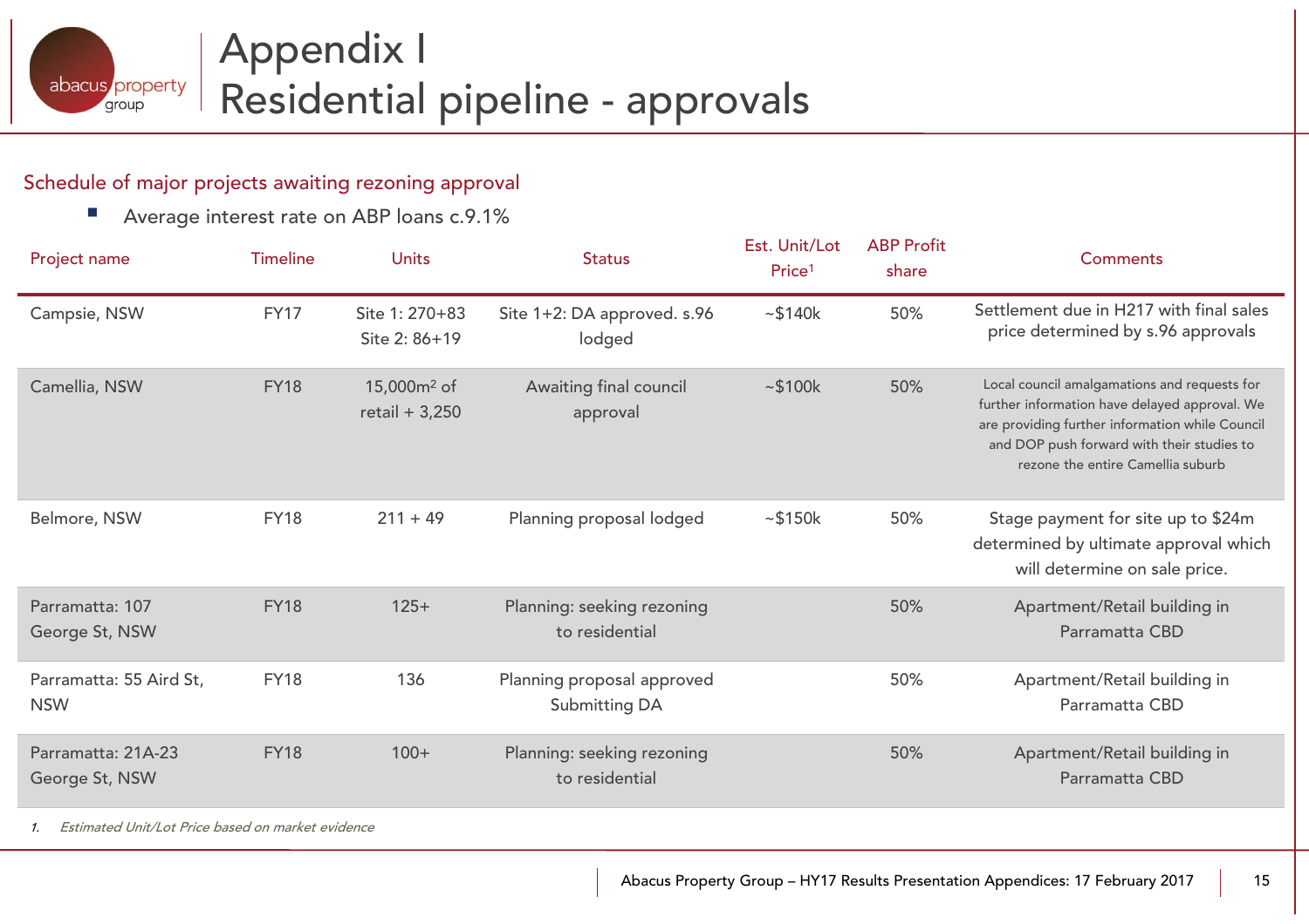# Appendix I
# Residential pipeline - approvals

## Schedule of major projects awaiting rezoning approval

- Average interest rate on ABP loans c.9.1%

| Project name | Timeline | Units | Status | Est. Unit/Lot Price[1] | ABP Profit share | Comments |
|---|---|---|---|---|---|---|
| Campsie, NSW | FY17 | Site 1: 270+83<br>Site 2: 86+19 | Site 1+2: DA approved. s.96 lodged | ~$140k | 50% | Settlement due in H217 with final sales price determined by s.96 approvals |
| Camellia, NSW | FY18 | 15,000m² of retail + 3,250 | Awaiting final council approval | ~$100k | 50% | Local council amalgamations and requests for further information have delayed approval. We are providing further information while Council and DOP push forward with their studies to rezone the entire Camellia suburb |
| Belmore, NSW | FY18 | 211 + 49 | Planning proposal lodged | ~$150k | 50% | Stage payment for site up to $24m determined by ultimate approval which will determine on sale price. |
| Parramatta: 107 George St, NSW | FY18 | 125+ | Planning: seeking rezoning to residential | | 50% | Apartment/Retail building in Parramatta CBD |
| Parramatta: 55 Aird St, NSW | FY18 | 136 | Planning proposal approved Submitting DA | | 50% | Apartment/Retail building in Parramatta CBD |
| Parramatta: 21A-23 George St, NSW | FY18 | 100+ | Planning: seeking rezoning to residential | | 50% | Apartment/Retail building in Parramatta CBD |

1. *Estimated Unit/Lot Price based on market evidence*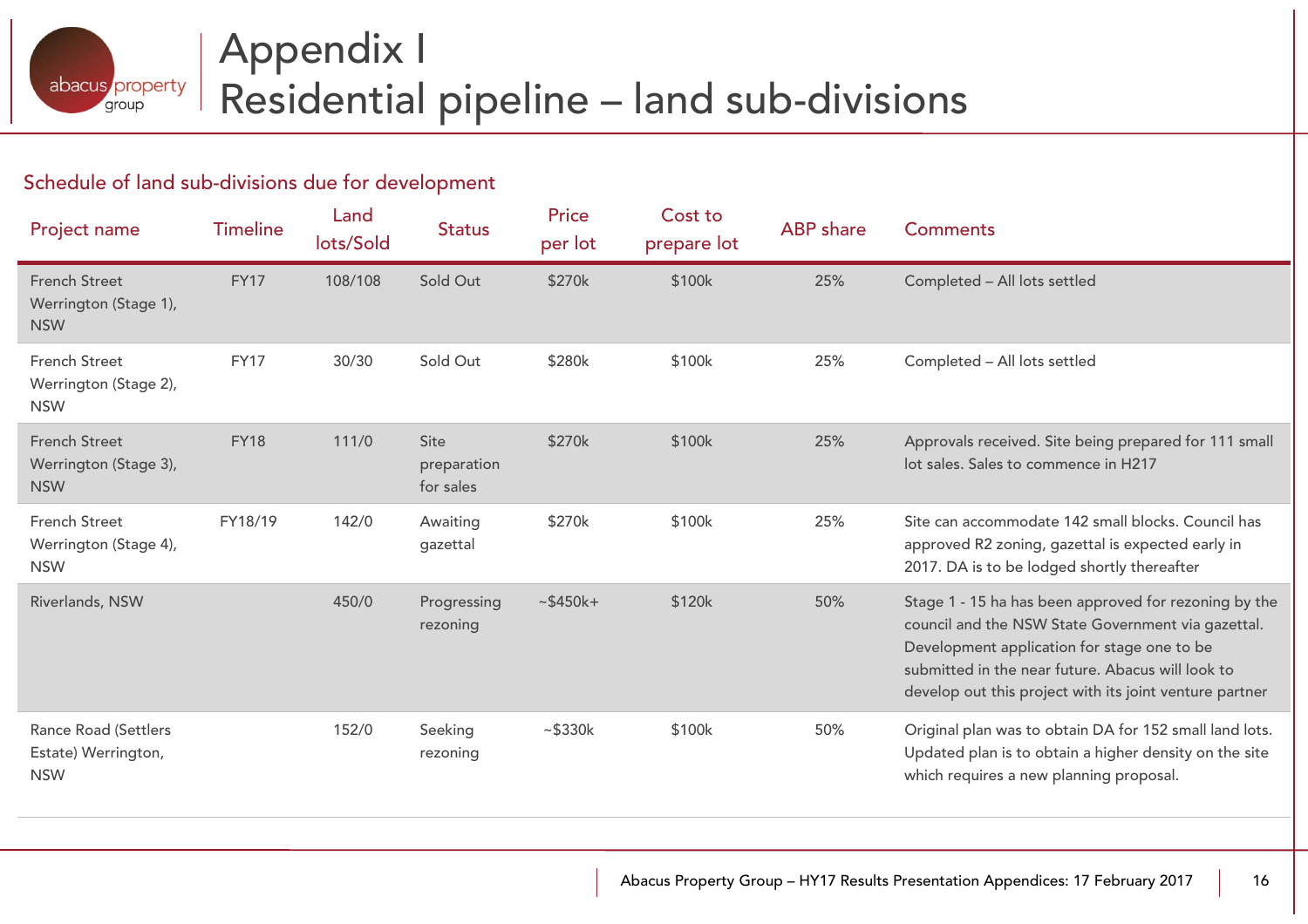# Appendix I
# Residential pipeline – land sub-divisions

## Schedule of land sub-divisions due for development

| Project name | Timeline | Land lots/Sold | Status | Price per lot | Cost to prepare lot | ABP share | Comments |
|---|---|---|---|---|---|---|---|
| French Street Werrington (Stage 1), NSW | FY17 | 108/108 | Sold Out | $270k | $100k | 25% | Completed – All lots settled |
| French Street Werrington (Stage 2), NSW | FY17 | 30/30 | Sold Out | $280k | $100k | 25% | Completed – All lots settled |
| French Street Werrington (Stage 3), NSW | FY18 | 111/0 | Site preparation for sales | $270k | $100k | 25% | Approvals received. Site being prepared for 111 small lot sales. Sales to commence in H217 |
| French Street Werrington (Stage 4), NSW | FY18/19 | 142/0 | Awaiting gazettal | $270k | $100k | 25% | Site can accommodate 142 small blocks. Council has approved R2 zoning, gazettal is expected early in 2017. DA is to be lodged shortly thereafter |
| Riverlands, NSW | | 450/0 | Progressing rezoning | ~$450k+ | $120k | 50% | Stage 1 - 15 ha has been approved for rezoning by the council and the NSW State Government via gazettal. Development application for stage one to be submitted in the near future. Abacus will look to develop out this project with its joint venture partner |
| Rance Road (Settlers Estate) Werrington, NSW | | 152/0 | Seeking rezoning | ~$330k | $100k | 50% | Original plan was to obtain DA for 152 small land lots. Updated plan is to obtain a higher density on the site which requires a new planning proposal. |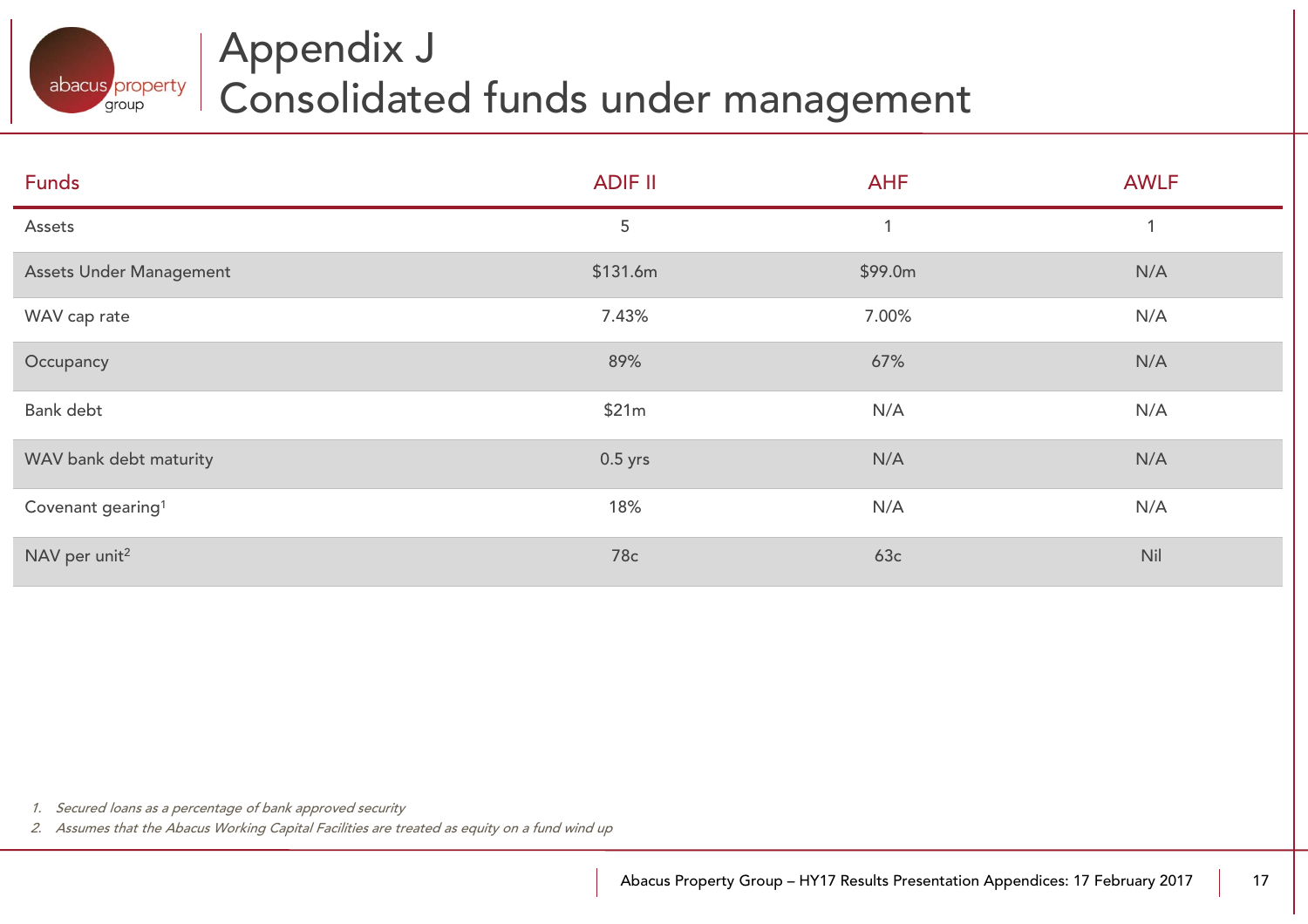# Appendix J
# Consolidated funds under management

| Funds | ADIF II | AHF | AWLF |
|---|---|---|---|
| Assets | 5 | 1 | 1 |
| Assets Under Management | $131.6m | $99.0m | N/A |
| WAV cap rate | 7.43% | 7.00% | N/A |
| Occupancy | 89% | 67% | N/A |
| Bank debt | $21m | N/A | N/A |
| WAV bank debt maturity | 0.5 yrs | N/A | N/A |
| Covenant gearing[1] | 18% | N/A | N/A |
| NAV per unit[2] | 78c | 63c | Nil |

1. *Secured loans as a percentage of bank approved security*
2. *Assumes that the Abacus Working Capital Facilities are treated as equity on a fund wind up*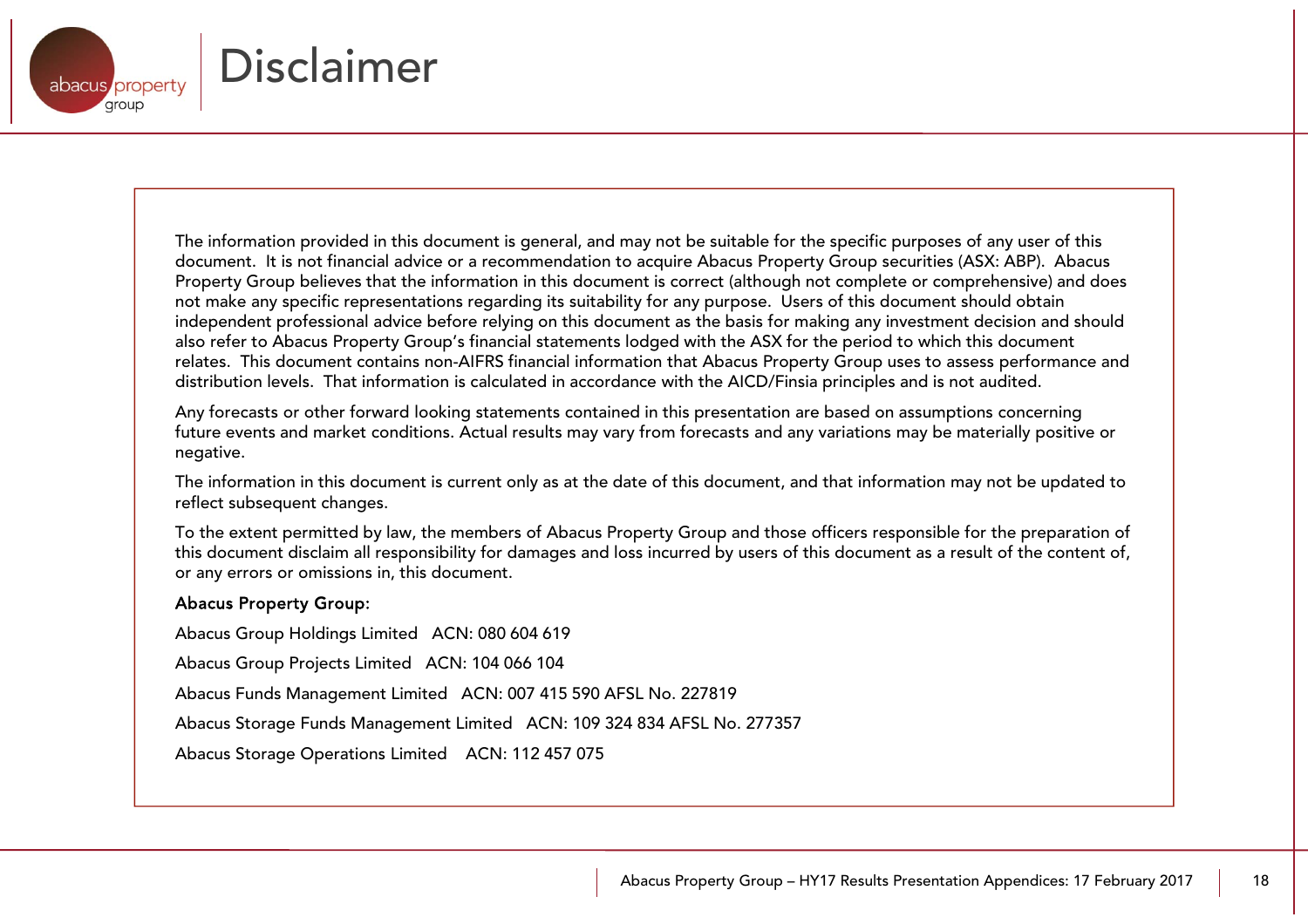# Disclaimer

The information provided in this document is general, and may not be suitable for the specific purposes of any user of this document. It is not financial advice or a recommendation to acquire Abacus Property Group securities (ASX: ABP). Abacus Property Group believes that the information in this document is correct (although not complete or comprehensive) and does not make any specific representations regarding its suitability for any purpose. Users of this document should obtain independent professional advice before relying on this document as the basis for making any investment decision and should also refer to Abacus Property Group's financial statements lodged with the ASX for the period to which this document relates. This document contains non-AIFRS financial information that Abacus Property Group uses to assess performance and distribution levels. That information is calculated in accordance with the AICD/Finsia principles and is not audited.

Any forecasts or other forward looking statements contained in this presentation are based on assumptions concerning future events and market conditions. Actual results may vary from forecasts and any variations may be materially positive or negative.

The information in this document is current only as at the date of this document, and that information may not be updated to reflect subsequent changes.

To the extent permitted by law, the members of Abacus Property Group and those officers responsible for the preparation of this document disclaim all responsibility for damages and loss incurred by users of this document as a result of the content of, or any errors or omissions in, this document.

**Abacus Property Group:**

Abacus Group Holdings Limited ACN: 080 604 619

Abacus Group Projects Limited ACN: 104 066 104

Abacus Funds Management Limited ACN: 007 415 590 AFSL No. 227819

Abacus Storage Funds Management Limited ACN: 109 324 834 AFSL No. 277357

Abacus Storage Operations Limited ACN: 112 457 075